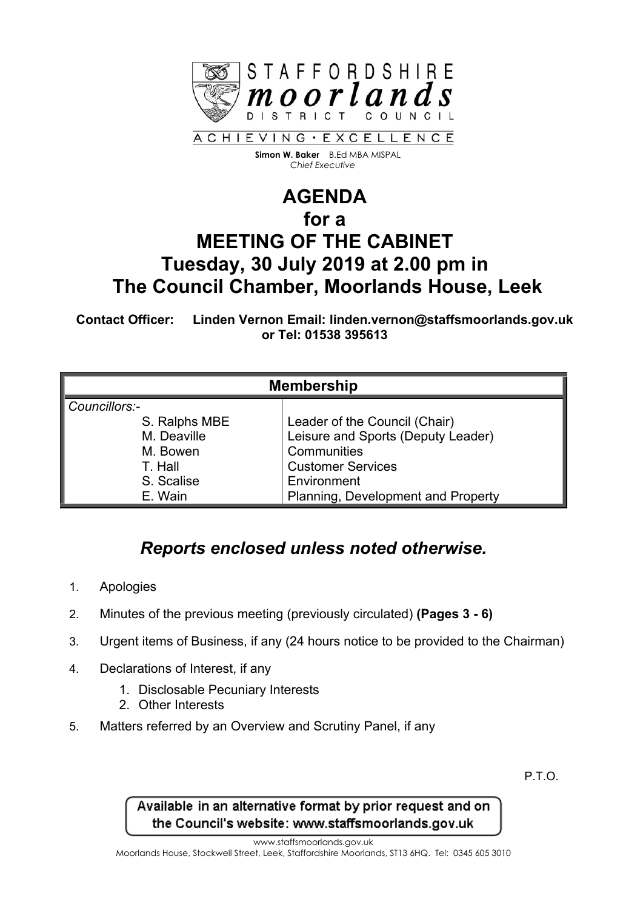STAFFORDSHIRE **moorlands** DISTRICT COUNCIL

ACHIEVING • EXCELLENCE

**Simon W. Baker** B.Ed MBA MISPAL
*Chief Executive*

# AGENDA
# for a
# MEETING OF THE CABINET
# Tuesday, 30 July 2019 at 2.00 pm in
# The Council Chamber, Moorlands House, Leek

**Contact Officer: Linden Vernon Email: linden.vernon@staffsmoorlands.gov.uk or Tel: 01538 395613**

| Membership | |
|---|---|
| *Councillors:-* | |
| S. Ralphs MBE | Leader of the Council (Chair) |
| M. Deaville | Leisure and Sports (Deputy Leader) |
| M. Bowen | Communities |
| T. Hall | Customer Services |
| S. Scalise | Environment |
| E. Wain | Planning, Development and Property |

## *Reports enclosed unless noted otherwise.*

1. Apologies
2. Minutes of the previous meeting (previously circulated) **(Pages 3 - 6)**
3. Urgent items of Business, if any (24 hours notice to be provided to the Chairman)
4. Declarations of Interest, if any
   1. Disclosable Pecuniary Interests
   2. Other Interests
5. Matters referred by an Overview and Scrutiny Panel, if any

P.T.O.

Available in an alternative format by prior request and on the Council's website: www.staffsmoorlands.gov.uk

www.staffsmoorlands.gov.uk
Moorlands House, Stockwell Street, Leek, Staffordshire Moorlands, ST13 6HQ. Tel: 0345 605 3010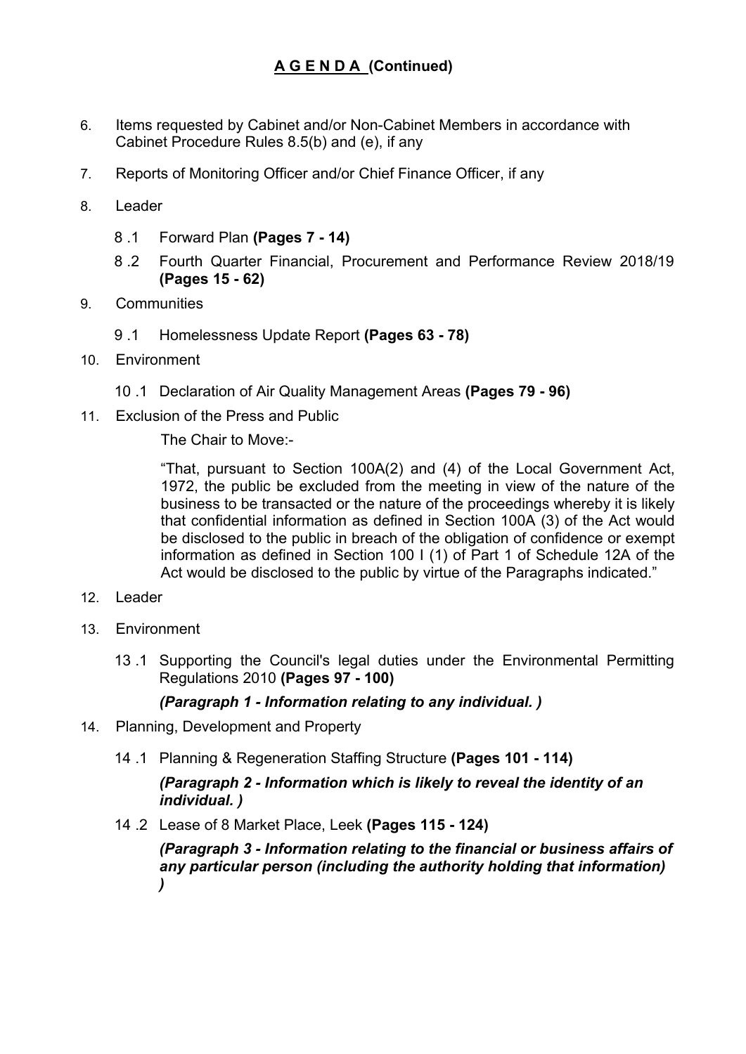## A G E N D A (Continued)

6. Items requested by Cabinet and/or Non-Cabinet Members in accordance with Cabinet Procedure Rules 8.5(b) and (e), if any

7. Reports of Monitoring Officer and/or Chief Finance Officer, if any

8. Leader

   8 .1 Forward Plan **(Pages 7 - 14)**

   8 .2 Fourth Quarter Financial, Procurement and Performance Review 2018/19 **(Pages 15 - 62)**

9. Communities

   9 .1 Homelessness Update Report **(Pages 63 - 78)**

10. Environment

    10 .1 Declaration of Air Quality Management Areas **(Pages 79 - 96)**

11. Exclusion of the Press and Public

    The Chair to Move:-

    "That, pursuant to Section 100A(2) and (4) of the Local Government Act, 1972, the public be excluded from the meeting in view of the nature of the business to be transacted or the nature of the proceedings whereby it is likely that confidential information as defined in Section 100A (3) of the Act would be disclosed to the public in breach of the obligation of confidence or exempt information as defined in Section 100 I (1) of Part 1 of Schedule 12A of the Act would be disclosed to the public by virtue of the Paragraphs indicated."

12. Leader

13. Environment

    13 .1 Supporting the Council's legal duties under the Environmental Permitting Regulations 2010 **(Pages 97 - 100)**

    ***(Paragraph 1 - Information relating to any individual. )***

14. Planning, Development and Property

    14 .1 Planning & Regeneration Staffing Structure **(Pages 101 - 114)**

    ***(Paragraph 2 - Information which is likely to reveal the identity of an individual. )***

    14 .2 Lease of 8 Market Place, Leek **(Pages 115 - 124)**

    ***(Paragraph 3 - Information relating to the financial or business affairs of any particular person (including the authority holding that information) )***